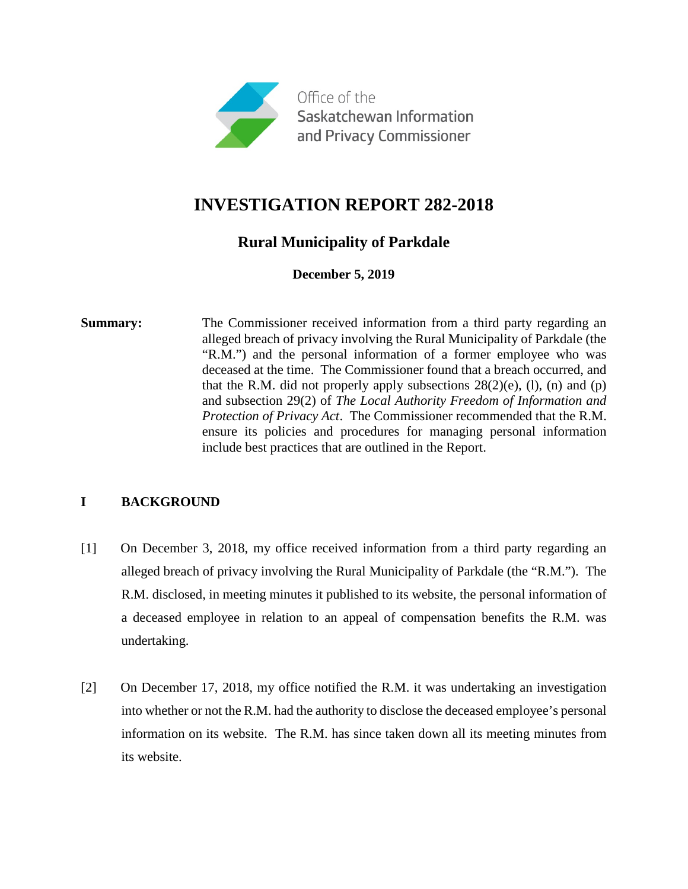Office of the
Saskatchewan Information
and Privacy Commissioner

# INVESTIGATION REPORT 282-2018

## Rural Municipality of Parkdale

**December 5, 2019**

**Summary:** The Commissioner received information from a third party regarding an alleged breach of privacy involving the Rural Municipality of Parkdale (the "R.M.") and the personal information of a former employee who was deceased at the time. The Commissioner found that a breach occurred, and that the R.M. did not properly apply subsections 28(2)(e), (l), (n) and (p) and subsection 29(2) of *The Local Authority Freedom of Information and Protection of Privacy Act*. The Commissioner recommended that the R.M. ensure its policies and procedures for managing personal information include best practices that are outlined in the Report.

## I BACKGROUND

[1] On December 3, 2018, my office received information from a third party regarding an alleged breach of privacy involving the Rural Municipality of Parkdale (the "R.M."). The R.M. disclosed, in meeting minutes it published to its website, the personal information of a deceased employee in relation to an appeal of compensation benefits the R.M. was undertaking.

[2] On December 17, 2018, my office notified the R.M. it was undertaking an investigation into whether or not the R.M. had the authority to disclose the deceased employee's personal information on its website. The R.M. has since taken down all its meeting minutes from its website.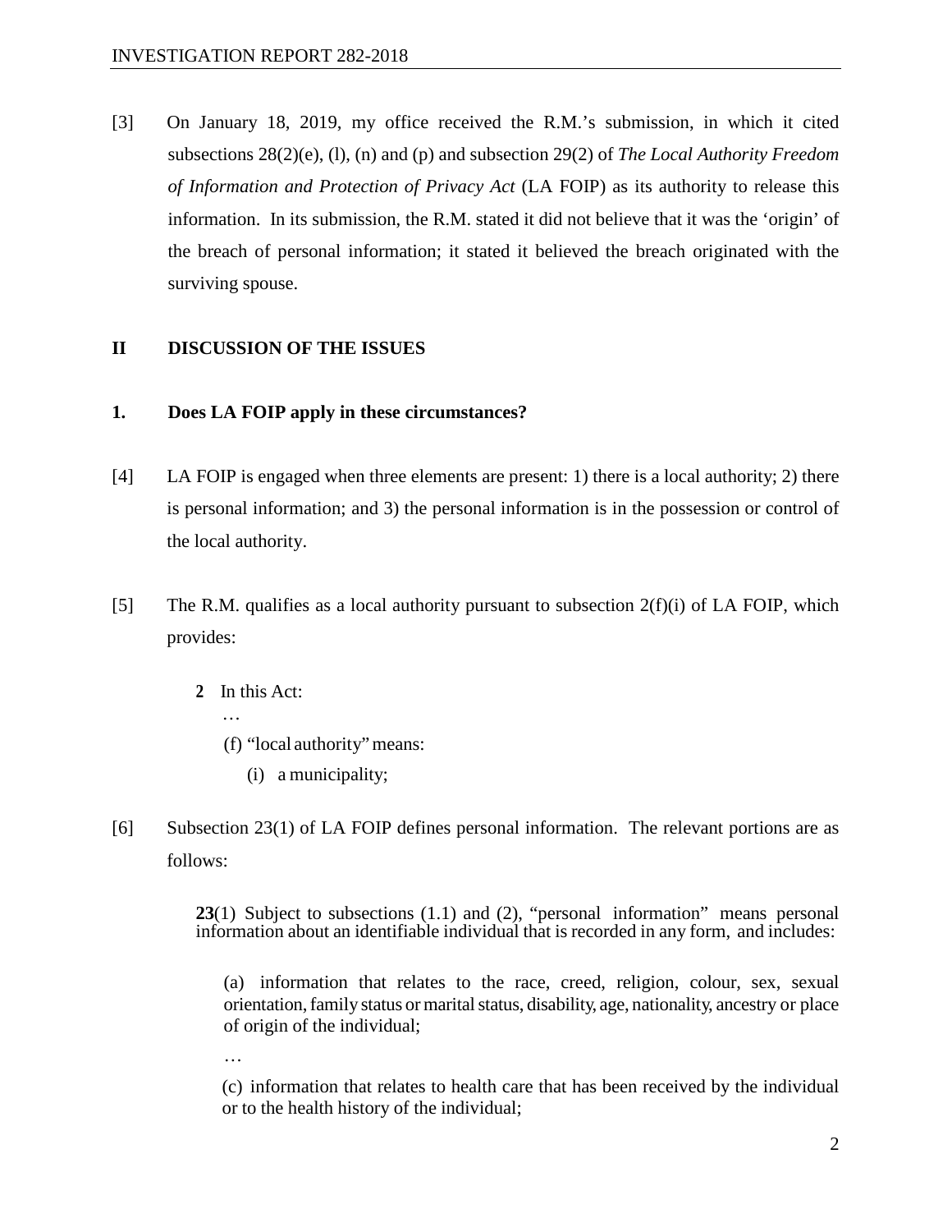[3] On January 18, 2019, my office received the R.M.'s submission, in which it cited subsections 28(2)(e), (l), (n) and (p) and subsection 29(2) of *The Local Authority Freedom of Information and Protection of Privacy Act* (LA FOIP) as its authority to release this information. In its submission, the R.M. stated it did not believe that it was the 'origin' of the breach of personal information; it stated it believed the breach originated with the surviving spouse.

## II DISCUSSION OF THE ISSUES

### 1. Does LA FOIP apply in these circumstances?

[4] LA FOIP is engaged when three elements are present: 1) there is a local authority; 2) there is personal information; and 3) the personal information is in the possession or control of the local authority.

[5] The R.M. qualifies as a local authority pursuant to subsection 2(f)(i) of LA FOIP, which provides:

> **2** In this Act:
>
> …
>
> (f) "local authority" means:
>
> (i) a municipality;

[6] Subsection 23(1) of LA FOIP defines personal information. The relevant portions are as follows:

> **23**(1) Subject to subsections (1.1) and (2), "personal information" means personal information about an identifiable individual that is recorded in any form, and includes:
>
> (a) information that relates to the race, creed, religion, colour, sex, sexual orientation, family status or marital status, disability, age, nationality, ancestry or place of origin of the individual;
>
> …
>
> (c) information that relates to health care that has been received by the individual or to the health history of the individual;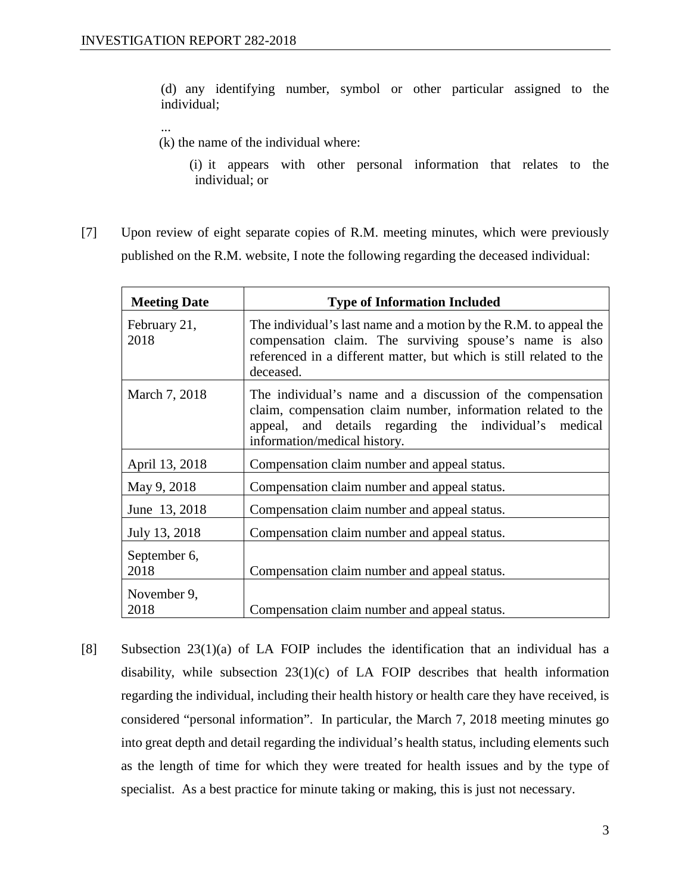(d) any identifying number, symbol or other particular assigned to the individual;

...

(k) the name of the individual where:

(i) it appears with other personal information that relates to the individual; or

[7] Upon review of eight separate copies of R.M. meeting minutes, which were previously published on the R.M. website, I note the following regarding the deceased individual:

| Meeting Date | Type of Information Included |
|---|---|
| February 21, 2018 | The individual's last name and a motion by the R.M. to appeal the compensation claim. The surviving spouse's name is also referenced in a different matter, but which is still related to the deceased. |
| March 7, 2018 | The individual's name and a discussion of the compensation claim, compensation claim number, information related to the appeal, and details regarding the individual's medical information/medical history. |
| April 13, 2018 | Compensation claim number and appeal status. |
| May 9, 2018 | Compensation claim number and appeal status. |
| June 13, 2018 | Compensation claim number and appeal status. |
| July 13, 2018 | Compensation claim number and appeal status. |
| September 6, 2018 | Compensation claim number and appeal status. |
| November 9, 2018 | Compensation claim number and appeal status. |

[8] Subsection 23(1)(a) of LA FOIP includes the identification that an individual has a disability, while subsection 23(1)(c) of LA FOIP describes that health information regarding the individual, including their health history or health care they have received, is considered "personal information". In particular, the March 7, 2018 meeting minutes go into great depth and detail regarding the individual's health status, including elements such as the length of time for which they were treated for health issues and by the type of specialist. As a best practice for minute taking or making, this is just not necessary.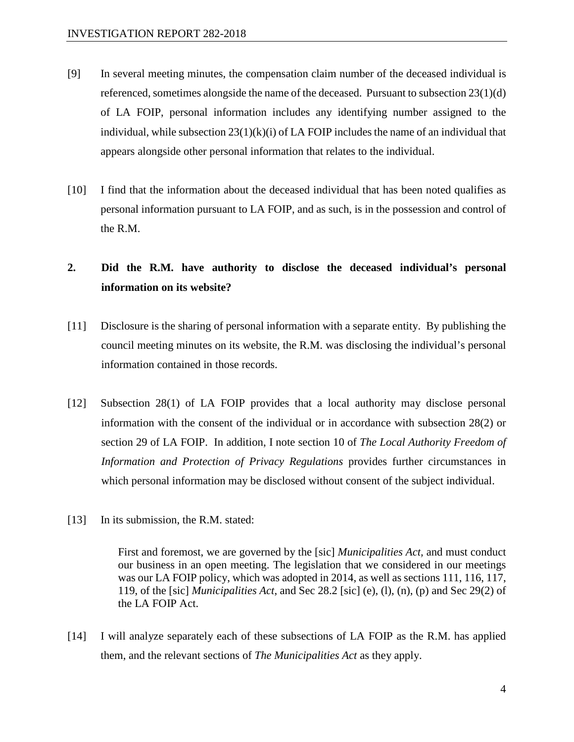[9] In several meeting minutes, the compensation claim number of the deceased individual is referenced, sometimes alongside the name of the deceased. Pursuant to subsection 23(1)(d) of LA FOIP, personal information includes any identifying number assigned to the individual, while subsection 23(1)(k)(i) of LA FOIP includes the name of an individual that appears alongside other personal information that relates to the individual.

[10] I find that the information about the deceased individual that has been noted qualifies as personal information pursuant to LA FOIP, and as such, is in the possession and control of the R.M.

## 2. Did the R.M. have authority to disclose the deceased individual's personal information on its website?

[11] Disclosure is the sharing of personal information with a separate entity. By publishing the council meeting minutes on its website, the R.M. was disclosing the individual's personal information contained in those records.

[12] Subsection 28(1) of LA FOIP provides that a local authority may disclose personal information with the consent of the individual or in accordance with subsection 28(2) or section 29 of LA FOIP. In addition, I note section 10 of *The Local Authority Freedom of Information and Protection of Privacy Regulations* provides further circumstances in which personal information may be disclosed without consent of the subject individual.

[13] In its submission, the R.M. stated:

> First and foremost, we are governed by the [sic] *Municipalities Act*, and must conduct our business in an open meeting. The legislation that we considered in our meetings was our LA FOIP policy, which was adopted in 2014, as well as sections 111, 116, 117, 119, of the [sic] *Municipalities Act*, and Sec 28.2 [sic] (e), (l), (n), (p) and Sec 29(2) of the LA FOIP Act.

[14] I will analyze separately each of these subsections of LA FOIP as the R.M. has applied them, and the relevant sections of *The Municipalities Act* as they apply.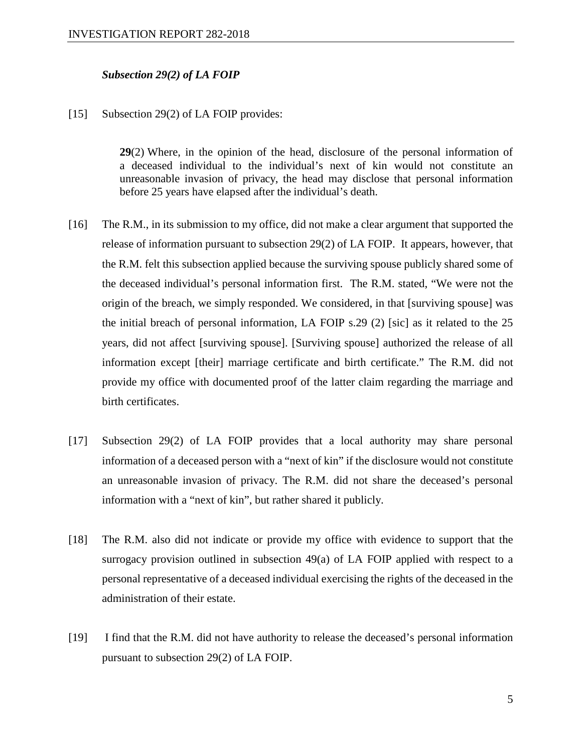***Subsection 29(2) of LA FOIP***

[15] Subsection 29(2) of LA FOIP provides:

> **29**(2) Where, in the opinion of the head, disclosure of the personal information of a deceased individual to the individual's next of kin would not constitute an unreasonable invasion of privacy, the head may disclose that personal information before 25 years have elapsed after the individual's death.

[16] The R.M., in its submission to my office, did not make a clear argument that supported the release of information pursuant to subsection 29(2) of LA FOIP. It appears, however, that the R.M. felt this subsection applied because the surviving spouse publicly shared some of the deceased individual's personal information first. The R.M. stated, "We were not the origin of the breach, we simply responded. We considered, in that [surviving spouse] was the initial breach of personal information, LA FOIP s.29 (2) [sic] as it related to the 25 years, did not affect [surviving spouse]. [Surviving spouse] authorized the release of all information except [their] marriage certificate and birth certificate." The R.M. did not provide my office with documented proof of the latter claim regarding the marriage and birth certificates.

[17] Subsection 29(2) of LA FOIP provides that a local authority may share personal information of a deceased person with a "next of kin" if the disclosure would not constitute an unreasonable invasion of privacy. The R.M. did not share the deceased's personal information with a "next of kin", but rather shared it publicly.

[18] The R.M. also did not indicate or provide my office with evidence to support that the surrogacy provision outlined in subsection 49(a) of LA FOIP applied with respect to a personal representative of a deceased individual exercising the rights of the deceased in the administration of their estate.

[19] I find that the R.M. did not have authority to release the deceased's personal information pursuant to subsection 29(2) of LA FOIP.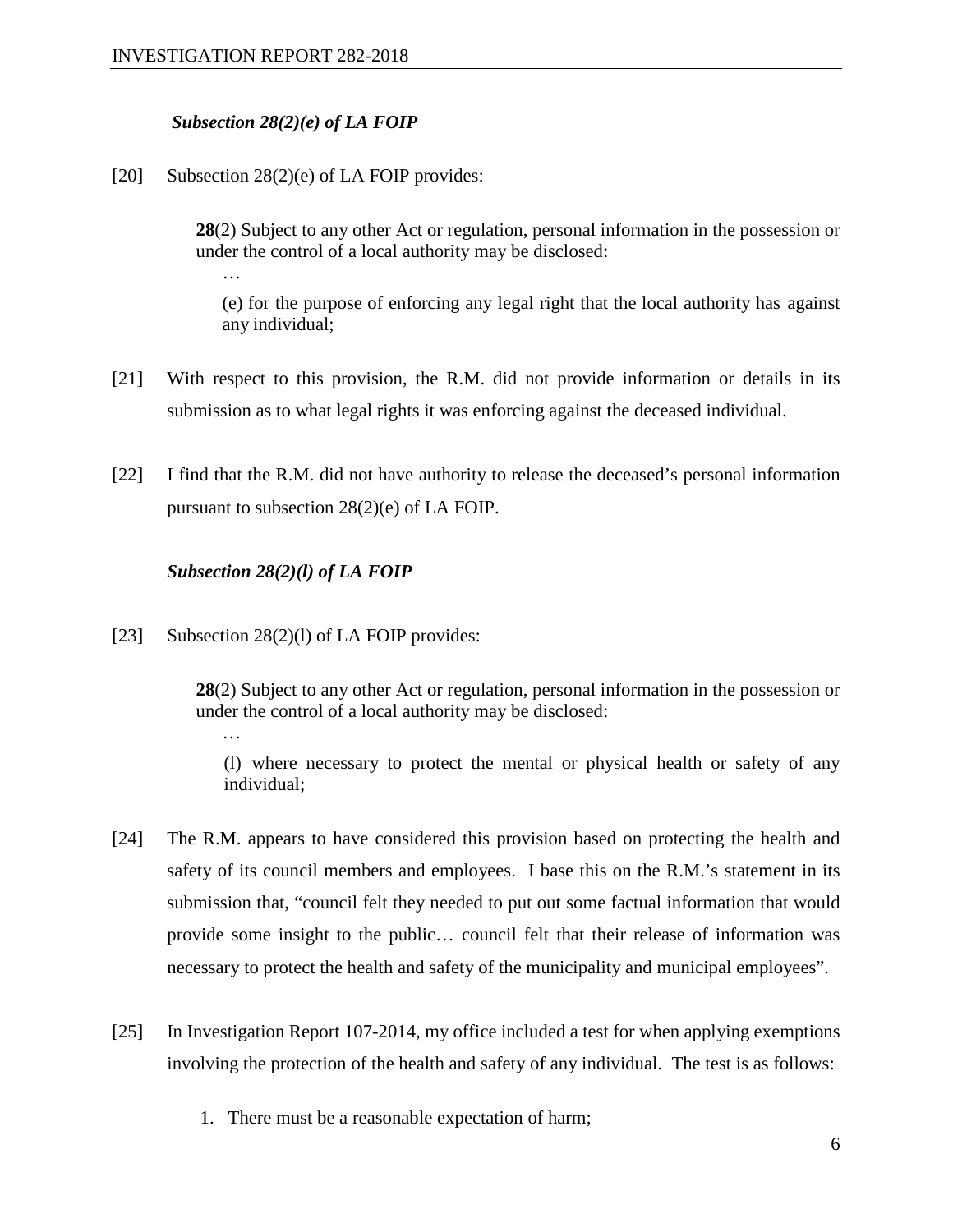### *Subsection 28(2)(e) of LA FOIP*

[20] Subsection 28(2)(e) of LA FOIP provides:

> **28**(2) Subject to any other Act or regulation, personal information in the possession or under the control of a local authority may be disclosed:
>
> …
>
> (e) for the purpose of enforcing any legal right that the local authority has against any individual;

[21] With respect to this provision, the R.M. did not provide information or details in its submission as to what legal rights it was enforcing against the deceased individual.

[22] I find that the R.M. did not have authority to release the deceased's personal information pursuant to subsection 28(2)(e) of LA FOIP.

### *Subsection 28(2)(l) of LA FOIP*

[23] Subsection 28(2)(l) of LA FOIP provides:

> **28**(2) Subject to any other Act or regulation, personal information in the possession or under the control of a local authority may be disclosed:
>
> …
>
> (l) where necessary to protect the mental or physical health or safety of any individual;

[24] The R.M. appears to have considered this provision based on protecting the health and safety of its council members and employees. I base this on the R.M.'s statement in its submission that, "council felt they needed to put out some factual information that would provide some insight to the public… council felt that their release of information was necessary to protect the health and safety of the municipality and municipal employees".

[25] In Investigation Report 107-2014, my office included a test for when applying exemptions involving the protection of the health and safety of any individual. The test is as follows:

1. There must be a reasonable expectation of harm;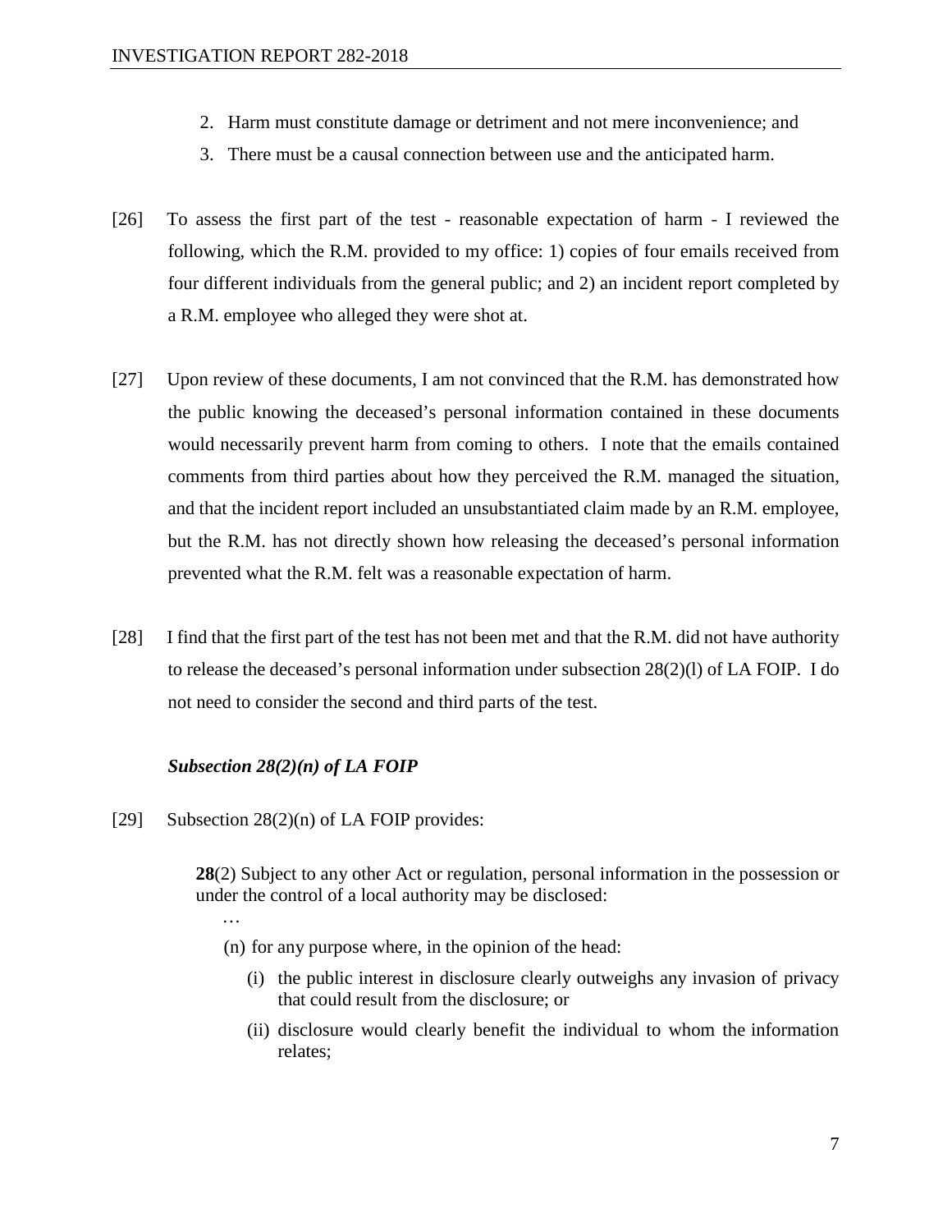2. Harm must constitute damage or detriment and not mere inconvenience; and
3. There must be a causal connection between use and the anticipated harm.

[26] To assess the first part of the test - reasonable expectation of harm - I reviewed the following, which the R.M. provided to my office: 1) copies of four emails received from four different individuals from the general public; and 2) an incident report completed by a R.M. employee who alleged they were shot at.

[27] Upon review of these documents, I am not convinced that the R.M. has demonstrated how the public knowing the deceased's personal information contained in these documents would necessarily prevent harm from coming to others. I note that the emails contained comments from third parties about how they perceived the R.M. managed the situation, and that the incident report included an unsubstantiated claim made by an R.M. employee, but the R.M. has not directly shown how releasing the deceased's personal information prevented what the R.M. felt was a reasonable expectation of harm.

[28] I find that the first part of the test has not been met and that the R.M. did not have authority to release the deceased's personal information under subsection 28(2)(l) of LA FOIP. I do not need to consider the second and third parts of the test.

***Subsection 28(2)(n) of LA FOIP***

[29] Subsection 28(2)(n) of LA FOIP provides:

> **28**(2) Subject to any other Act or regulation, personal information in the possession or under the control of a local authority may be disclosed:
>
> …
>
> (n) for any purpose where, in the opinion of the head:
>
> (i) the public interest in disclosure clearly outweighs any invasion of privacy that could result from the disclosure; or
>
> (ii) disclosure would clearly benefit the individual to whom the information relates;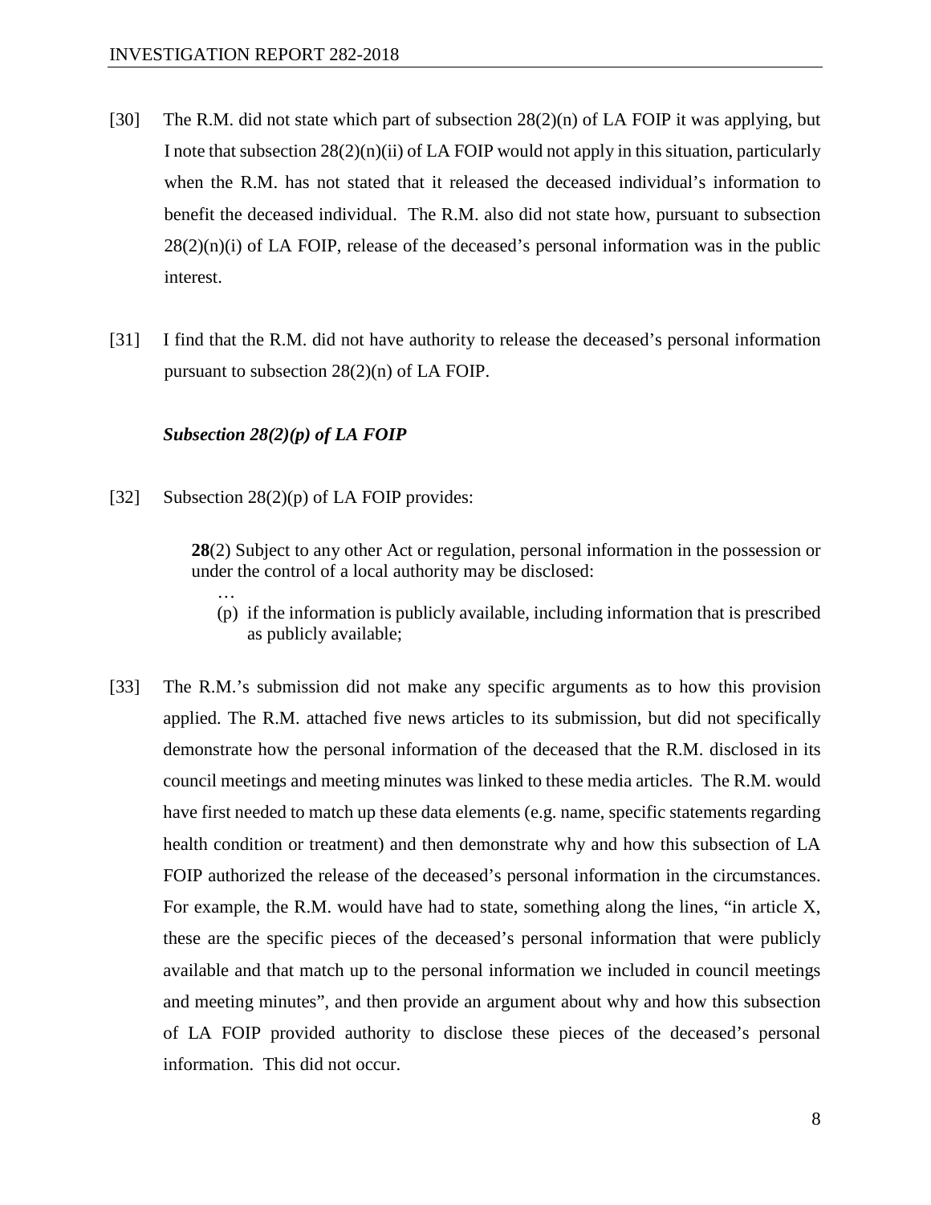[30] The R.M. did not state which part of subsection 28(2)(n) of LA FOIP it was applying, but I note that subsection 28(2)(n)(ii) of LA FOIP would not apply in this situation, particularly when the R.M. has not stated that it released the deceased individual's information to benefit the deceased individual. The R.M. also did not state how, pursuant to subsection 28(2)(n)(i) of LA FOIP, release of the deceased's personal information was in the public interest.

[31] I find that the R.M. did not have authority to release the deceased's personal information pursuant to subsection 28(2)(n) of LA FOIP.

***Subsection 28(2)(p) of LA FOIP***

[32] Subsection 28(2)(p) of LA FOIP provides:

> **28**(2) Subject to any other Act or regulation, personal information in the possession or under the control of a local authority may be disclosed:
>
> …
>
> (p) if the information is publicly available, including information that is prescribed as publicly available;

[33] The R.M.'s submission did not make any specific arguments as to how this provision applied. The R.M. attached five news articles to its submission, but did not specifically demonstrate how the personal information of the deceased that the R.M. disclosed in its council meetings and meeting minutes was linked to these media articles. The R.M. would have first needed to match up these data elements (e.g. name, specific statements regarding health condition or treatment) and then demonstrate why and how this subsection of LA FOIP authorized the release of the deceased's personal information in the circumstances. For example, the R.M. would have had to state, something along the lines, "in article X, these are the specific pieces of the deceased's personal information that were publicly available and that match up to the personal information we included in council meetings and meeting minutes", and then provide an argument about why and how this subsection of LA FOIP provided authority to disclose these pieces of the deceased's personal information. This did not occur.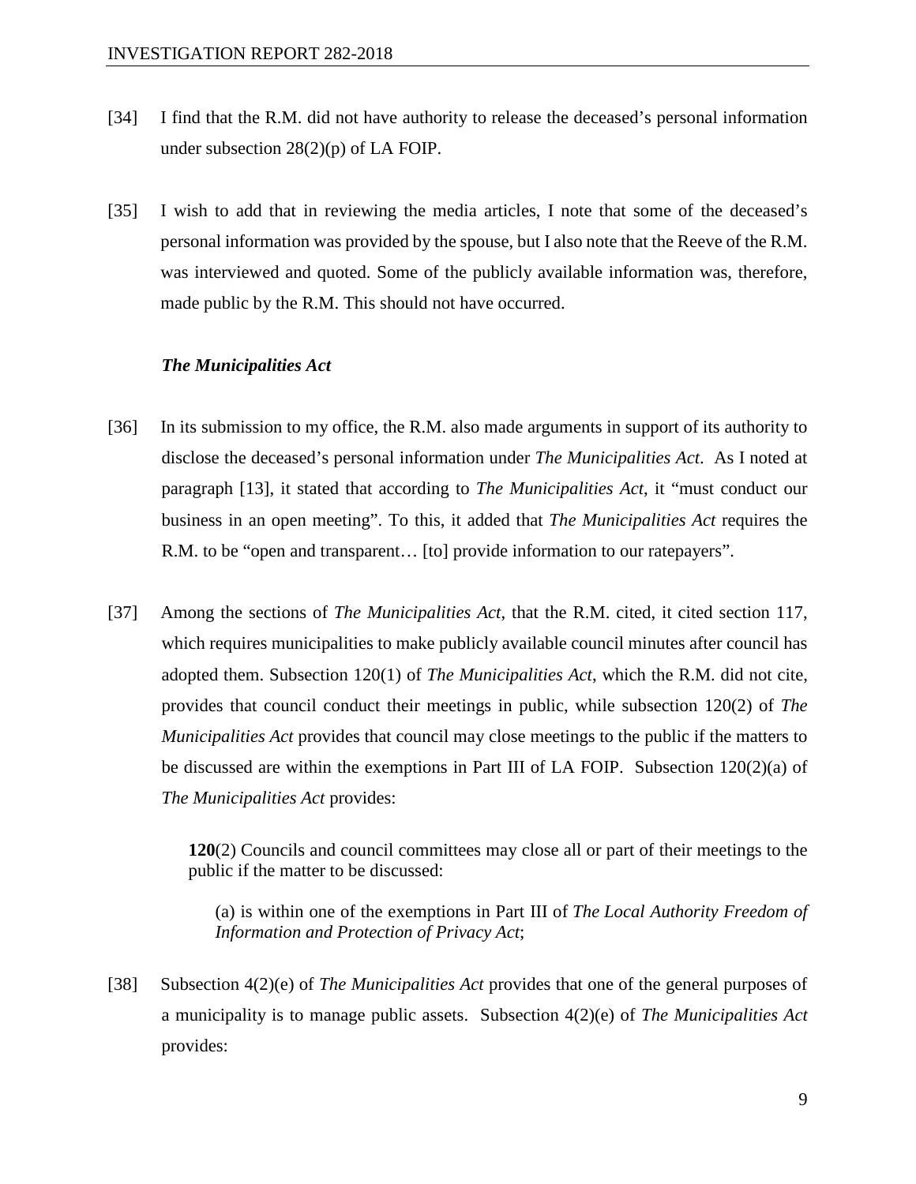[34] I find that the R.M. did not have authority to release the deceased's personal information under subsection 28(2)(p) of LA FOIP.

[35] I wish to add that in reviewing the media articles, I note that some of the deceased's personal information was provided by the spouse, but I also note that the Reeve of the R.M. was interviewed and quoted. Some of the publicly available information was, therefore, made public by the R.M. This should not have occurred.

***The Municipalities Act***

[36] In its submission to my office, the R.M. also made arguments in support of its authority to disclose the deceased's personal information under *The Municipalities Act*. As I noted at paragraph [13], it stated that according to *The Municipalities Act*, it "must conduct our business in an open meeting". To this, it added that *The Municipalities Act* requires the R.M. to be "open and transparent… [to] provide information to our ratepayers".

[37] Among the sections of *The Municipalities Act*, that the R.M. cited, it cited section 117, which requires municipalities to make publicly available council minutes after council has adopted them. Subsection 120(1) of *The Municipalities Act*, which the R.M. did not cite, provides that council conduct their meetings in public, while subsection 120(2) of *The Municipalities Act* provides that council may close meetings to the public if the matters to be discussed are within the exemptions in Part III of LA FOIP. Subsection 120(2)(a) of *The Municipalities Act* provides:

> **120**(2) Councils and council committees may close all or part of their meetings to the public if the matter to be discussed:
>
> (a) is within one of the exemptions in Part III of *The Local Authority Freedom of Information and Protection of Privacy Act*;

[38] Subsection 4(2)(e) of *The Municipalities Act* provides that one of the general purposes of a municipality is to manage public assets. Subsection 4(2)(e) of *The Municipalities Act* provides: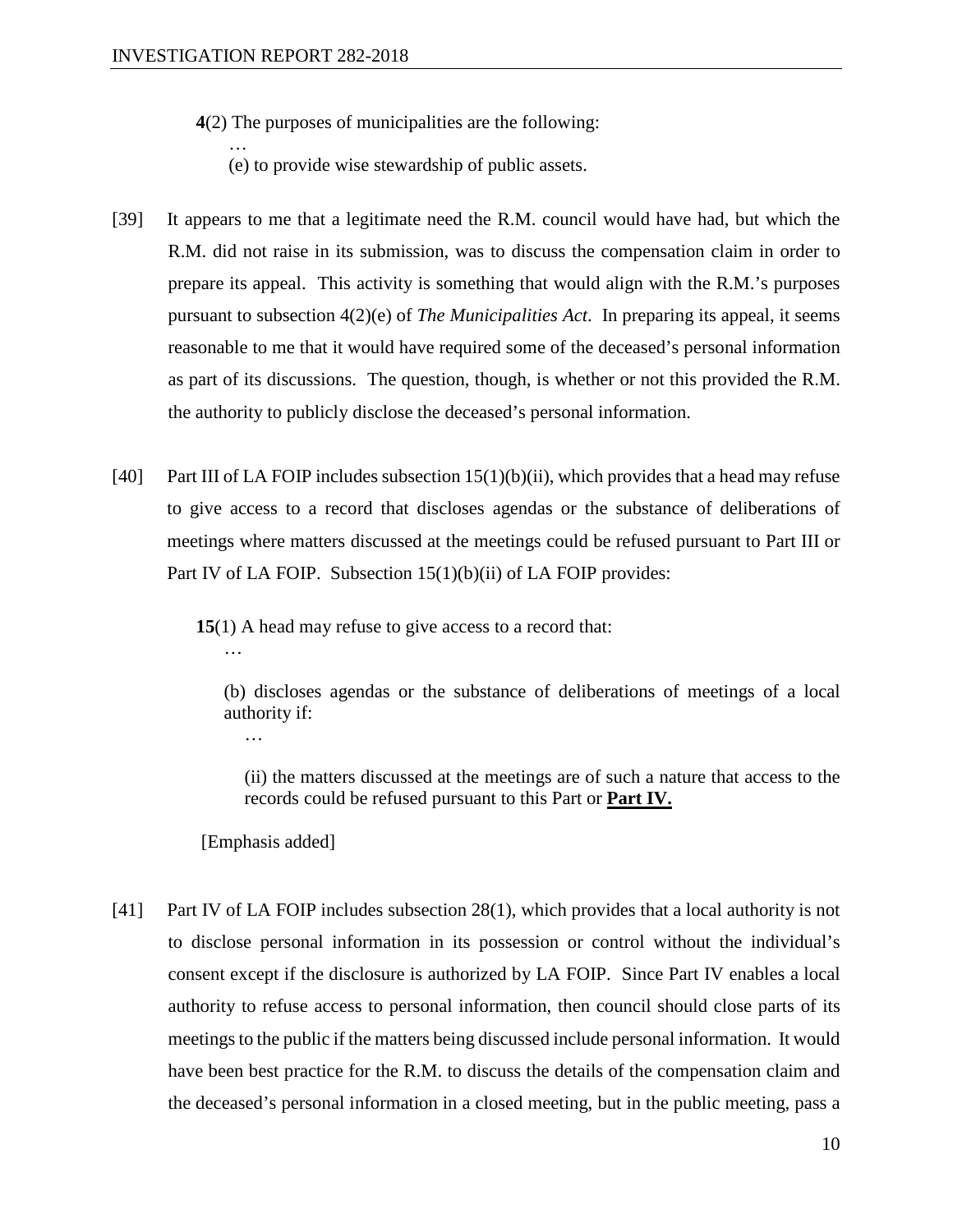**4**(2) The purposes of municipalities are the following:

…

(e) to provide wise stewardship of public assets.

[39] It appears to me that a legitimate need the R.M. council would have had, but which the R.M. did not raise in its submission, was to discuss the compensation claim in order to prepare its appeal. This activity is something that would align with the R.M.'s purposes pursuant to subsection 4(2)(e) of *The Municipalities Act*. In preparing its appeal, it seems reasonable to me that it would have required some of the deceased's personal information as part of its discussions. The question, though, is whether or not this provided the R.M. the authority to publicly disclose the deceased's personal information.

[40] Part III of LA FOIP includes subsection 15(1)(b)(ii), which provides that a head may refuse to give access to a record that discloses agendas or the substance of deliberations of meetings where matters discussed at the meetings could be refused pursuant to Part III or Part IV of LA FOIP. Subsection 15(1)(b)(ii) of LA FOIP provides:

> **15**(1) A head may refuse to give access to a record that:
>
> …
>
> (b) discloses agendas or the substance of deliberations of meetings of a local authority if:
>
> …
>
> (ii) the matters discussed at the meetings are of such a nature that access to the records could be refused pursuant to this Part or **Part IV.**
>
> [Emphasis added]

[41] Part IV of LA FOIP includes subsection 28(1), which provides that a local authority is not to disclose personal information in its possession or control without the individual's consent except if the disclosure is authorized by LA FOIP. Since Part IV enables a local authority to refuse access to personal information, then council should close parts of its meetings to the public if the matters being discussed include personal information. It would have been best practice for the R.M. to discuss the details of the compensation claim and the deceased's personal information in a closed meeting, but in the public meeting, pass a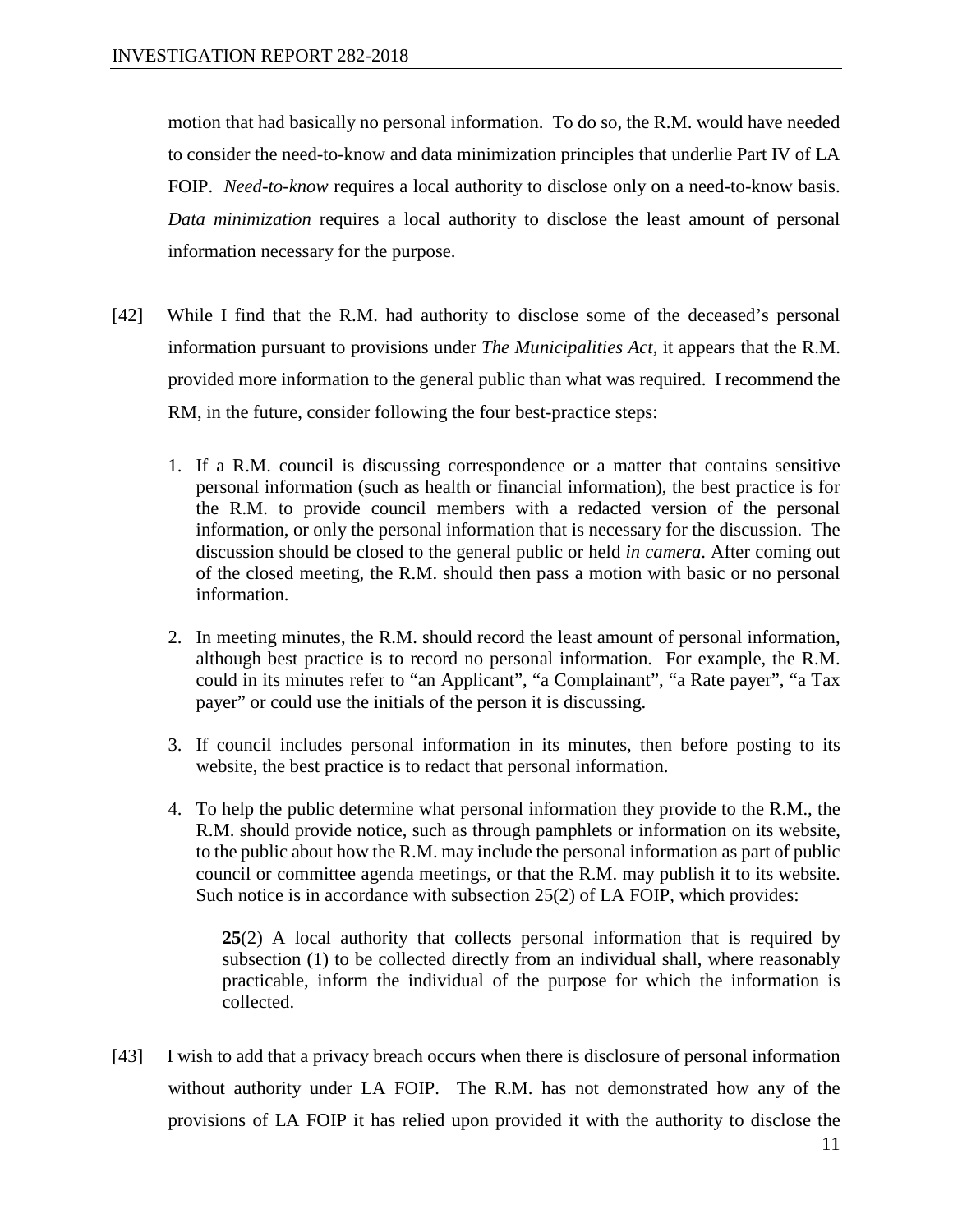motion that had basically no personal information. To do so, the R.M. would have needed to consider the need-to-know and data minimization principles that underlie Part IV of LA FOIP. *Need-to-know* requires a local authority to disclose only on a need-to-know basis. *Data minimization* requires a local authority to disclose the least amount of personal information necessary for the purpose.

[42] While I find that the R.M. had authority to disclose some of the deceased's personal information pursuant to provisions under *The Municipalities Act*, it appears that the R.M. provided more information to the general public than what was required. I recommend the RM, in the future, consider following the four best-practice steps:

1. If a R.M. council is discussing correspondence or a matter that contains sensitive personal information (such as health or financial information), the best practice is for the R.M. to provide council members with a redacted version of the personal information, or only the personal information that is necessary for the discussion. The discussion should be closed to the general public or held *in camera*. After coming out of the closed meeting, the R.M. should then pass a motion with basic or no personal information.

2. In meeting minutes, the R.M. should record the least amount of personal information, although best practice is to record no personal information. For example, the R.M. could in its minutes refer to "an Applicant", "a Complainant", "a Rate payer", "a Tax payer" or could use the initials of the person it is discussing.

3. If council includes personal information in its minutes, then before posting to its website, the best practice is to redact that personal information.

4. To help the public determine what personal information they provide to the R.M., the R.M. should provide notice, such as through pamphlets or information on its website, to the public about how the R.M. may include the personal information as part of public council or committee agenda meetings, or that the R.M. may publish it to its website. Such notice is in accordance with subsection 25(2) of LA FOIP, which provides:

   > **25**(2) A local authority that collects personal information that is required by subsection (1) to be collected directly from an individual shall, where reasonably practicable, inform the individual of the purpose for which the information is collected.

[43] I wish to add that a privacy breach occurs when there is disclosure of personal information without authority under LA FOIP. The R.M. has not demonstrated how any of the provisions of LA FOIP it has relied upon provided it with the authority to disclose the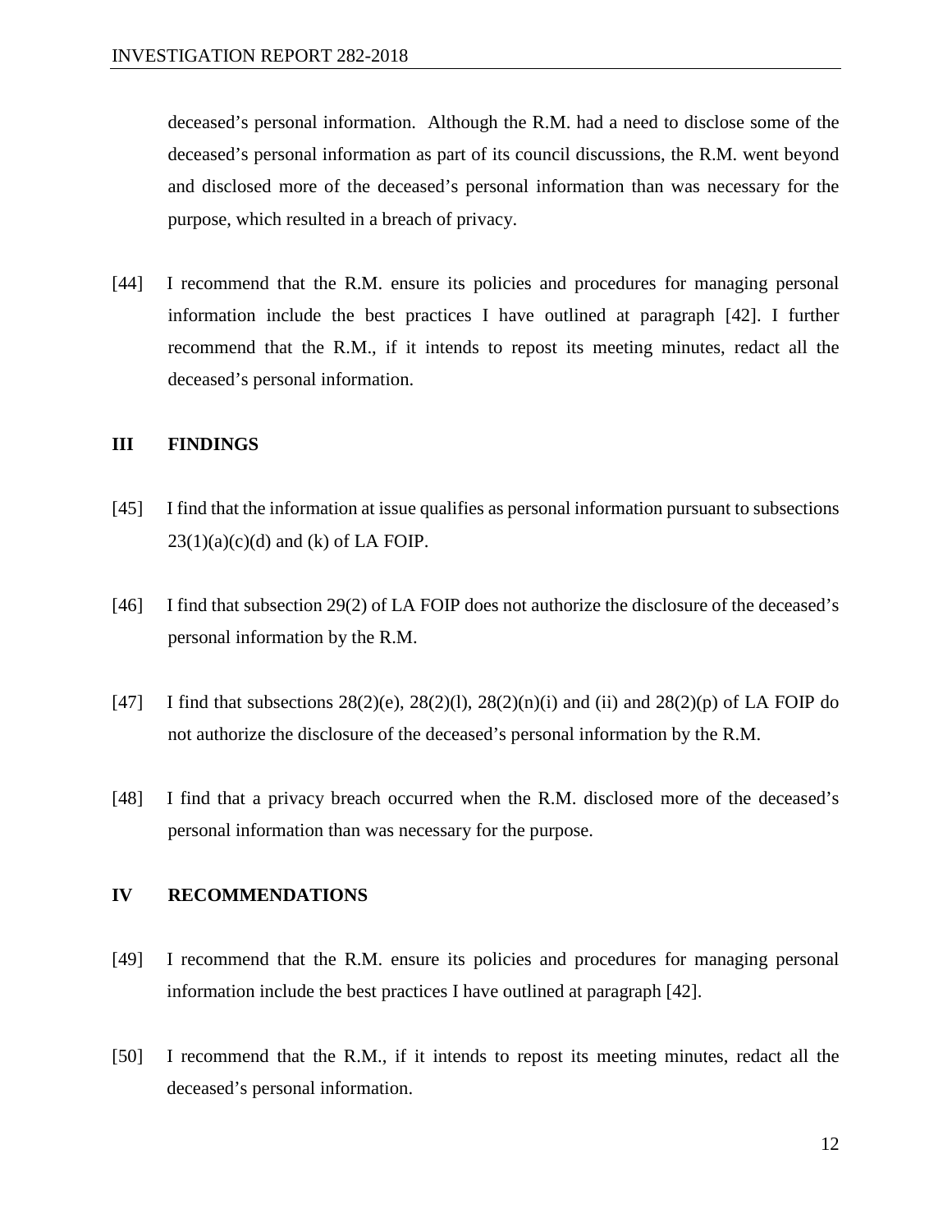deceased's personal information. Although the R.M. had a need to disclose some of the deceased's personal information as part of its council discussions, the R.M. went beyond and disclosed more of the deceased's personal information than was necessary for the purpose, which resulted in a breach of privacy.

[44] I recommend that the R.M. ensure its policies and procedures for managing personal information include the best practices I have outlined at paragraph [42]. I further recommend that the R.M., if it intends to repost its meeting minutes, redact all the deceased's personal information.

## III FINDINGS

[45] I find that the information at issue qualifies as personal information pursuant to subsections 23(1)(a)(c)(d) and (k) of LA FOIP.

[46] I find that subsection 29(2) of LA FOIP does not authorize the disclosure of the deceased's personal information by the R.M.

[47] I find that subsections 28(2)(e), 28(2)(l), 28(2)(n)(i) and (ii) and 28(2)(p) of LA FOIP do not authorize the disclosure of the deceased's personal information by the R.M.

[48] I find that a privacy breach occurred when the R.M. disclosed more of the deceased's personal information than was necessary for the purpose.

## IV RECOMMENDATIONS

[49] I recommend that the R.M. ensure its policies and procedures for managing personal information include the best practices I have outlined at paragraph [42].

[50] I recommend that the R.M., if it intends to repost its meeting minutes, redact all the deceased's personal information.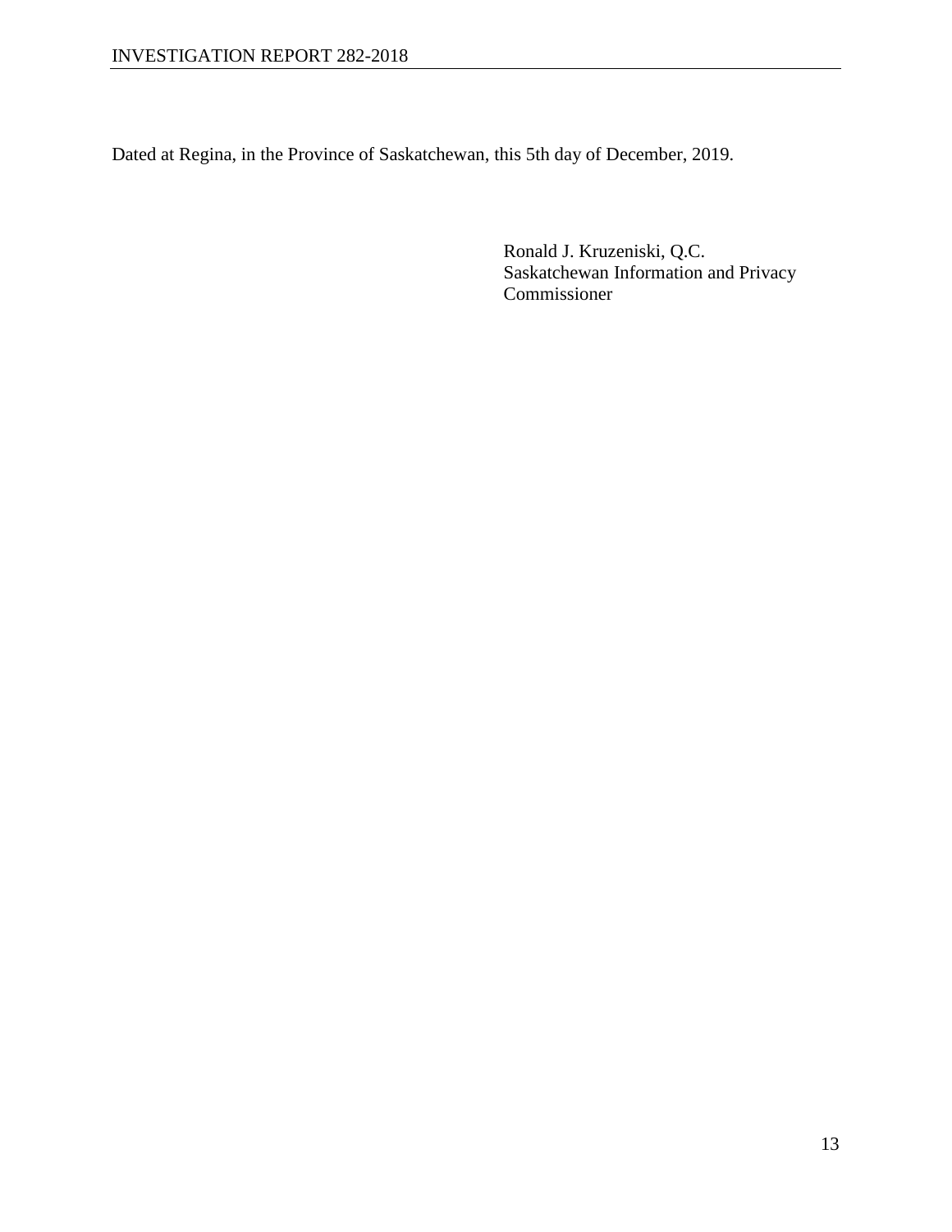Dated at Regina, in the Province of Saskatchewan, this 5th day of December, 2019.

Ronald J. Kruzeniski, Q.C.
Saskatchewan Information and Privacy Commissioner